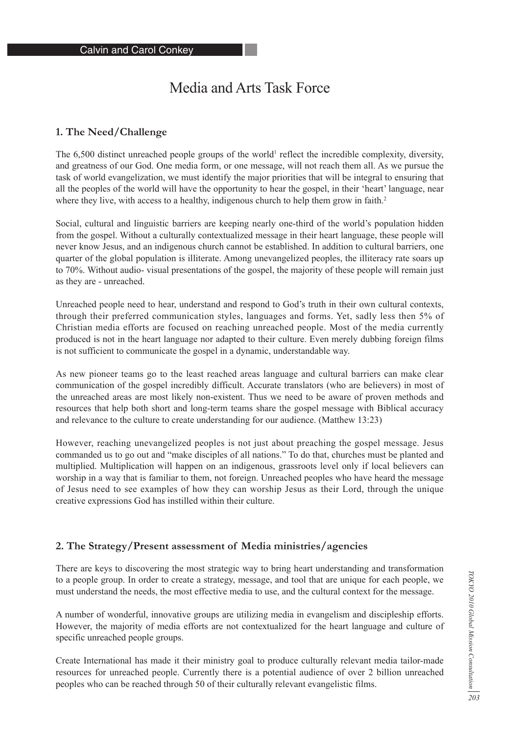Calvin and Carol Conkey

# Media and Arts Task Force

## 1. The Need/Challenge

The 6,500 distinct unreached people groups of the world[1] reflect the incredible complexity, diversity, and greatness of our God. One media form, or one message, will not reach them all. As we pursue the task of world evangelization, we must identify the major priorities that will be integral to ensuring that all the peoples of the world will have the opportunity to hear the gospel, in their 'heart' language, near where they live, with access to a healthy, indigenous church to help them grow in faith.[2]

Social, cultural and linguistic barriers are keeping nearly one-third of the world's population hidden from the gospel. Without a culturally contextualized message in their heart language, these people will never know Jesus, and an indigenous church cannot be established. In addition to cultural barriers, one quarter of the global population is illiterate. Among unevangelized peoples, the illiteracy rate soars up to 70%. Without audio- visual presentations of the gospel, the majority of these people will remain just as they are - unreached.

Unreached people need to hear, understand and respond to God's truth in their own cultural contexts, through their preferred communication styles, languages and forms. Yet, sadly less then 5% of Christian media efforts are focused on reaching unreached people. Most of the media currently produced is not in the heart language nor adapted to their culture. Even merely dubbing foreign films is not sufficient to communicate the gospel in a dynamic, understandable way.

As new pioneer teams go to the least reached areas language and cultural barriers can make clear communication of the gospel incredibly difficult. Accurate translators (who are believers) in most of the unreached areas are most likely non-existent. Thus we need to be aware of proven methods and resources that help both short and long-term teams share the gospel message with Biblical accuracy and relevance to the culture to create understanding for our audience. (Matthew 13:23)

However, reaching unevangelized peoples is not just about preaching the gospel message. Jesus commanded us to go out and "make disciples of all nations." To do that, churches must be planted and multiplied. Multiplication will happen on an indigenous, grassroots level only if local believers can worship in a way that is familiar to them, not foreign. Unreached peoples who have heard the message of Jesus need to see examples of how they can worship Jesus as their Lord, through the unique creative expressions God has instilled within their culture.

## 2. The Strategy/Present assessment of Media ministries/agencies

There are keys to discovering the most strategic way to bring heart understanding and transformation to a people group. In order to create a strategy, message, and tool that are unique for each people, we must understand the needs, the most effective media to use, and the cultural context for the message.

A number of wonderful, innovative groups are utilizing media in evangelism and discipleship efforts. However, the majority of media efforts are not contextualized for the heart language and culture of specific unreached people groups.

Create International has made it their ministry goal to produce culturally relevant media tailor-made resources for unreached people. Currently there is a potential audience of over 2 billion unreached peoples who can be reached through 50 of their culturally relevant evangelistic films.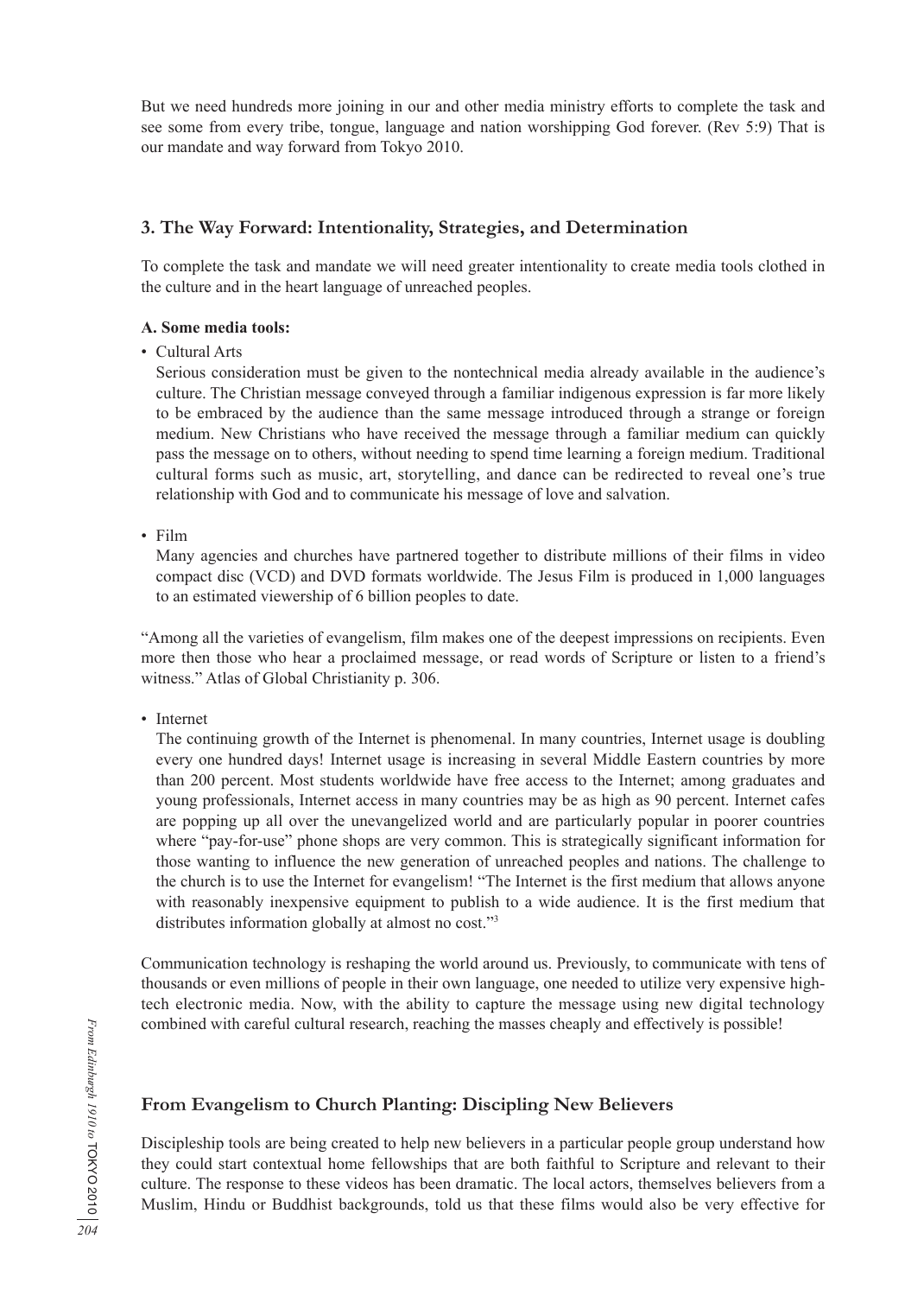But we need hundreds more joining in our and other media ministry efforts to complete the task and see some from every tribe, tongue, language and nation worshipping God forever. (Rev 5:9) That is our mandate and way forward from Tokyo 2010.

## 3. The Way Forward: Intentionality, Strategies, and Determination

To complete the task and mandate we will need greater intentionality to create media tools clothed in the culture and in the heart language of unreached peoples.

**A. Some media tools:**

- Cultural Arts

  Serious consideration must be given to the nontechnical media already available in the audience's culture. The Christian message conveyed through a familiar indigenous expression is far more likely to be embraced by the audience than the same message introduced through a strange or foreign medium. New Christians who have received the message through a familiar medium can quickly pass the message on to others, without needing to spend time learning a foreign medium. Traditional cultural forms such as music, art, storytelling, and dance can be redirected to reveal one's true relationship with God and to communicate his message of love and salvation.

- Film

  Many agencies and churches have partnered together to distribute millions of their films in video compact disc (VCD) and DVD formats worldwide. The Jesus Film is produced in 1,000 languages to an estimated viewership of 6 billion peoples to date.

"Among all the varieties of evangelism, film makes one of the deepest impressions on recipients. Even more then those who hear a proclaimed message, or read words of Scripture or listen to a friend's witness." Atlas of Global Christianity p. 306.

- Internet

  The continuing growth of the Internet is phenomenal. In many countries, Internet usage is doubling every one hundred days! Internet usage is increasing in several Middle Eastern countries by more than 200 percent. Most students worldwide have free access to the Internet; among graduates and young professionals, Internet access in many countries may be as high as 90 percent. Internet cafes are popping up all over the unevangelized world and are particularly popular in poorer countries where "pay-for-use" phone shops are very common. This is strategically significant information for those wanting to influence the new generation of unreached peoples and nations. The challenge to the church is to use the Internet for evangelism! "The Internet is the first medium that allows anyone with reasonably inexpensive equipment to publish to a wide audience. It is the first medium that distributes information globally at almost no cost."[3]

Communication technology is reshaping the world around us. Previously, to communicate with tens of thousands or even millions of people in their own language, one needed to utilize very expensive high-tech electronic media. Now, with the ability to capture the message using new digital technology combined with careful cultural research, reaching the masses cheaply and effectively is possible!

## From Evangelism to Church Planting: Discipling New Believers

Discipleship tools are being created to help new believers in a particular people group understand how they could start contextual home fellowships that are both faithful to Scripture and relevant to their culture. The response to these videos has been dramatic. The local actors, themselves believers from a Muslim, Hindu or Buddhist backgrounds, told us that these films would also be very effective for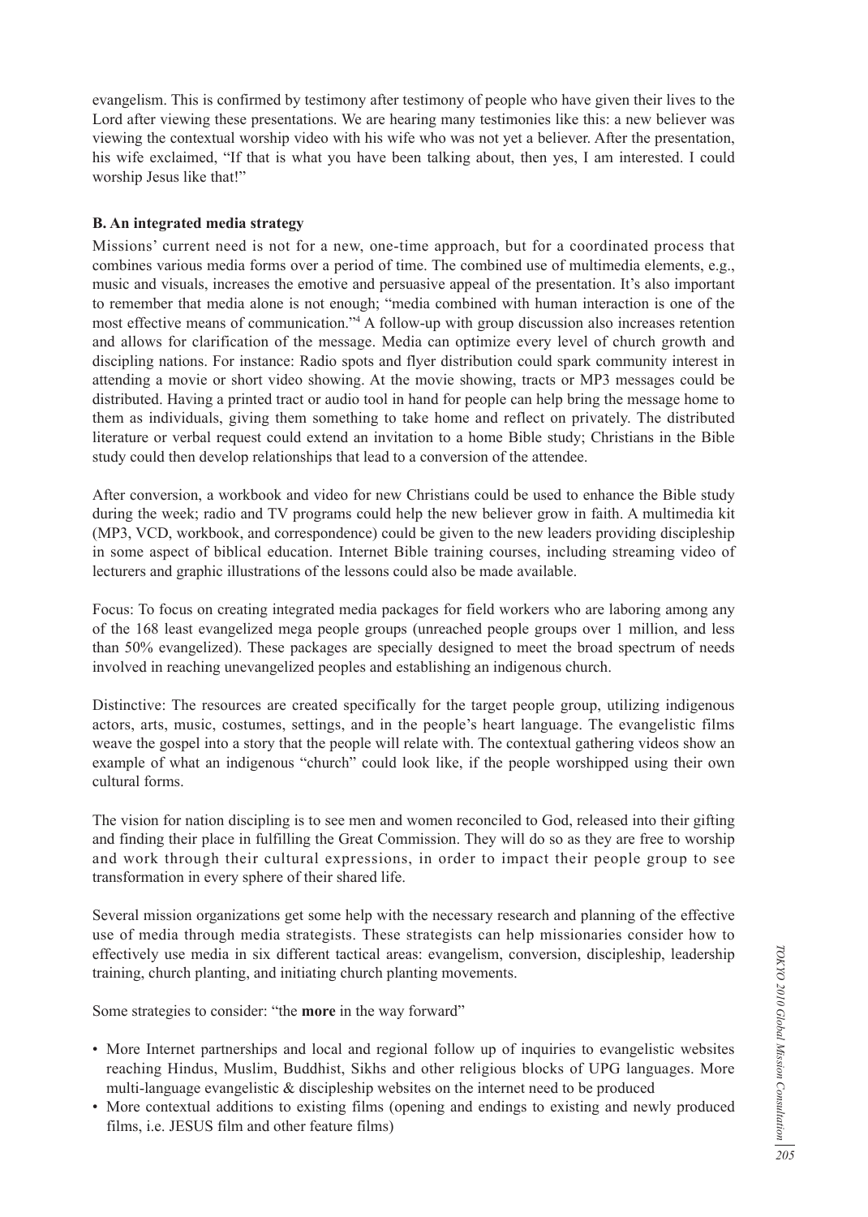evangelism. This is confirmed by testimony after testimony of people who have given their lives to the Lord after viewing these presentations. We are hearing many testimonies like this: a new believer was viewing the contextual worship video with his wife who was not yet a believer. After the presentation, his wife exclaimed, "If that is what you have been talking about, then yes, I am interested. I could worship Jesus like that!"

**B. An integrated media strategy**

Missions' current need is not for a new, one-time approach, but for a coordinated process that combines various media forms over a period of time. The combined use of multimedia elements, e.g., music and visuals, increases the emotive and persuasive appeal of the presentation. It's also important to remember that media alone is not enough; "media combined with human interaction is one of the most effective means of communication."[4] A follow-up with group discussion also increases retention and allows for clarification of the message. Media can optimize every level of church growth and discipling nations. For instance: Radio spots and flyer distribution could spark community interest in attending a movie or short video showing. At the movie showing, tracts or MP3 messages could be distributed. Having a printed tract or audio tool in hand for people can help bring the message home to them as individuals, giving them something to take home and reflect on privately. The distributed literature or verbal request could extend an invitation to a home Bible study; Christians in the Bible study could then develop relationships that lead to a conversion of the attendee.

After conversion, a workbook and video for new Christians could be used to enhance the Bible study during the week; radio and TV programs could help the new believer grow in faith. A multimedia kit (MP3, VCD, workbook, and correspondence) could be given to the new leaders providing discipleship in some aspect of biblical education. Internet Bible training courses, including streaming video of lecturers and graphic illustrations of the lessons could also be made available.

Focus: To focus on creating integrated media packages for field workers who are laboring among any of the 168 least evangelized mega people groups (unreached people groups over 1 million, and less than 50% evangelized). These packages are specially designed to meet the broad spectrum of needs involved in reaching unevangelized peoples and establishing an indigenous church.

Distinctive: The resources are created specifically for the target people group, utilizing indigenous actors, arts, music, costumes, settings, and in the people's heart language. The evangelistic films weave the gospel into a story that the people will relate with. The contextual gathering videos show an example of what an indigenous "church" could look like, if the people worshipped using their own cultural forms.

The vision for nation discipling is to see men and women reconciled to God, released into their gifting and finding their place in fulfilling the Great Commission. They will do so as they are free to worship and work through their cultural expressions, in order to impact their people group to see transformation in every sphere of their shared life.

Several mission organizations get some help with the necessary research and planning of the effective use of media through media strategists. These strategists can help missionaries consider how to effectively use media in six different tactical areas: evangelism, conversion, discipleship, leadership training, church planting, and initiating church planting movements.

Some strategies to consider: "the **more** in the way forward"

- More Internet partnerships and local and regional follow up of inquiries to evangelistic websites reaching Hindus, Muslim, Buddhist, Sikhs and other religious blocks of UPG languages. More multi-language evangelistic & discipleship websites on the internet need to be produced
- More contextual additions to existing films (opening and endings to existing and newly produced films, i.e. JESUS film and other feature films)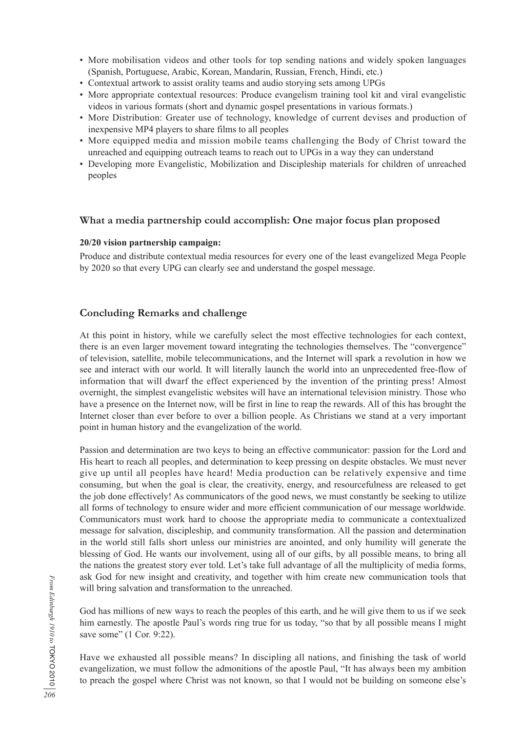- More mobilisation videos and other tools for top sending nations and widely spoken languages (Spanish, Portuguese, Arabic, Korean, Mandarin, Russian, French, Hindi, etc.)
- Contextual artwork to assist orality teams and audio storying sets among UPGs
- More appropriate contextual resources: Produce evangelism training tool kit and viral evangelistic videos in various formats (short and dynamic gospel presentations in various formats.)
- More Distribution: Greater use of technology, knowledge of current devises and production of inexpensive MP4 players to share films to all peoples
- More equipped media and mission mobile teams challenging the Body of Christ toward the unreached and equipping outreach teams to reach out to UPGs in a way they can understand
- Developing more Evangelistic, Mobilization and Discipleship materials for children of unreached peoples

### What a media partnership could accomplish: One major focus plan proposed

**20/20 vision partnership campaign:**

Produce and distribute contextual media resources for every one of the least evangelized Mega People by 2020 so that every UPG can clearly see and understand the gospel message.

### Concluding Remarks and challenge

At this point in history, while we carefully select the most effective technologies for each context, there is an even larger movement toward integrating the technologies themselves. The "convergence" of television, satellite, mobile telecommunications, and the Internet will spark a revolution in how we see and interact with our world. It will literally launch the world into an unprecedented free-flow of information that will dwarf the effect experienced by the invention of the printing press! Almost overnight, the simplest evangelistic websites will have an international television ministry. Those who have a presence on the Internet now, will be first in line to reap the rewards. All of this has brought the Internet closer than ever before to over a billion people. As Christians we stand at a very important point in human history and the evangelization of the world.

Passion and determination are two keys to being an effective communicator: passion for the Lord and His heart to reach all peoples, and determination to keep pressing on despite obstacles. We must never give up until all peoples have heard! Media production can be relatively expensive and time consuming, but when the goal is clear, the creativity, energy, and resourcefulness are released to get the job done effectively! As communicators of the good news, we must constantly be seeking to utilize all forms of technology to ensure wider and more efficient communication of our message worldwide. Communicators must work hard to choose the appropriate media to communicate a contextualized message for salvation, discipleship, and community transformation. All the passion and determination in the world still falls short unless our ministries are anointed, and only humility will generate the blessing of God. He wants our involvement, using all of our gifts, by all possible means, to bring all the nations the greatest story ever told. Let's take full advantage of all the multiplicity of media forms, ask God for new insight and creativity, and together with him create new communication tools that will bring salvation and transformation to the unreached.

God has millions of new ways to reach the peoples of this earth, and he will give them to us if we seek him earnestly. The apostle Paul's words ring true for us today, "so that by all possible means I might save some" (1 Cor. 9:22).

Have we exhausted all possible means? In discipling all nations, and finishing the task of world evangelization, we must follow the admonitions of the apostle Paul, "It has always been my ambition to preach the gospel where Christ was not known, so that I would not be building on someone else's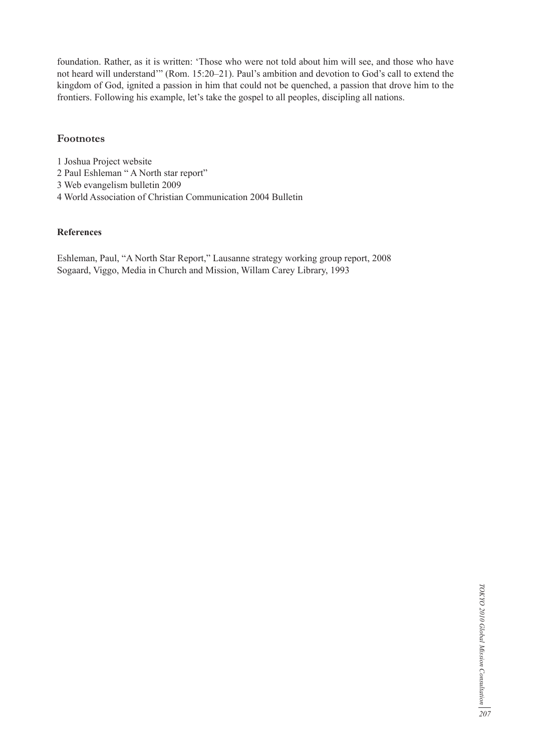foundation. Rather, as it is written: 'Those who were not told about him will see, and those who have not heard will understand'" (Rom. 15:20–21). Paul's ambition and devotion to God's call to extend the kingdom of God, ignited a passion in him that could not be quenched, a passion that drove him to the frontiers. Following his example, let's take the gospel to all peoples, discipling all nations.

## Footnotes

1 Joshua Project website
2 Paul Eshleman " A North star report"
3 Web evangelism bulletin 2009
4 World Association of Christian Communication 2004 Bulletin

### References

Eshleman, Paul, "A North Star Report," Lausanne strategy working group report, 2008
Sogaard, Viggo, Media in Church and Mission, Willam Carey Library, 1993